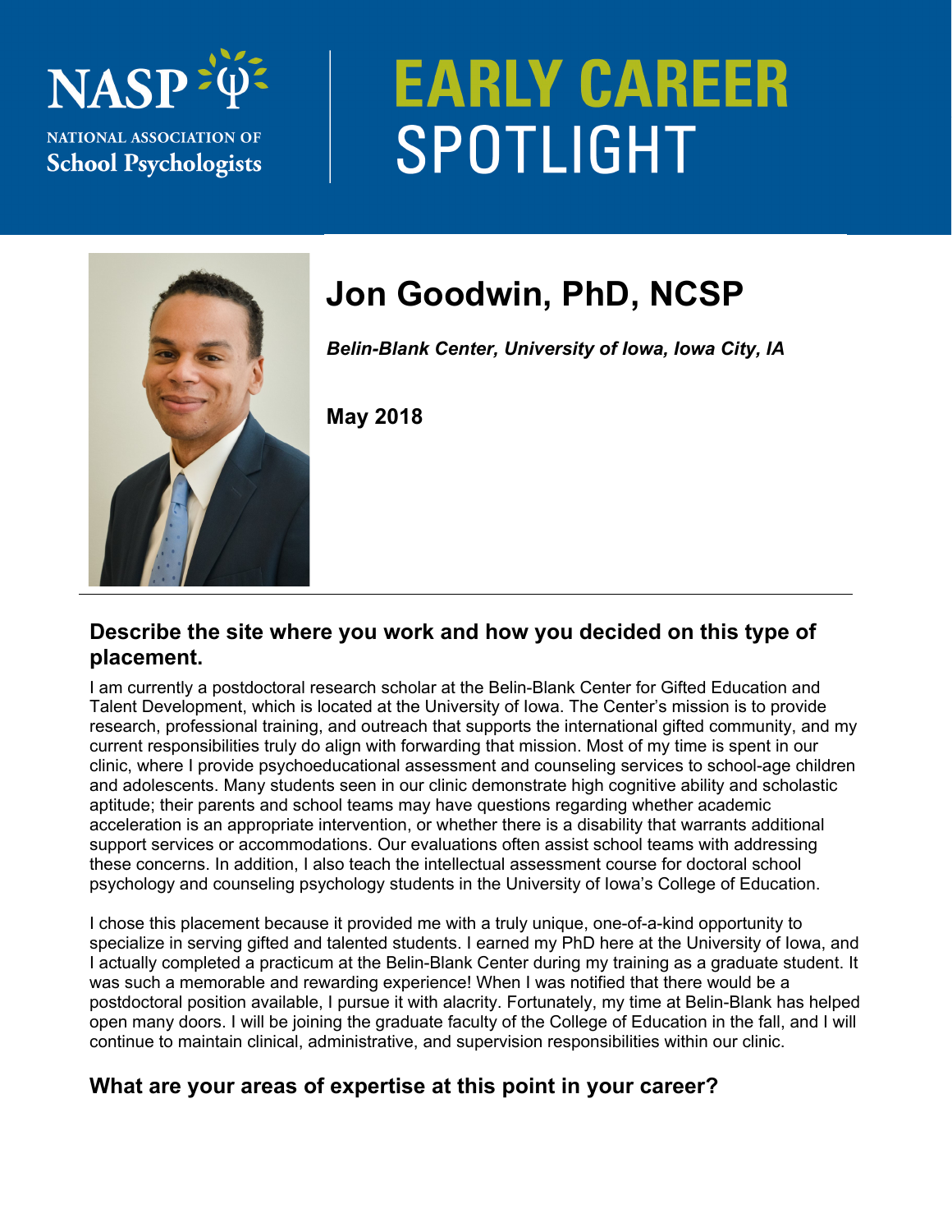NASP

NATIONAL ASSOCIATION OF
School Psychologists

# EARLY CAREER SPOTLIGHT

## Jon Goodwin, PhD, NCSP

***Belin-Blank Center, University of Iowa, Iowa City, IA***

**May 2018**

### Describe the site where you work and how you decided on this type of placement.

I am currently a postdoctoral research scholar at the Belin-Blank Center for Gifted Education and Talent Development, which is located at the University of Iowa. The Center's mission is to provide research, professional training, and outreach that supports the international gifted community, and my current responsibilities truly do align with forwarding that mission. Most of my time is spent in our clinic, where I provide psychoeducational assessment and counseling services to school-age children and adolescents. Many students seen in our clinic demonstrate high cognitive ability and scholastic aptitude; their parents and school teams may have questions regarding whether academic acceleration is an appropriate intervention, or whether there is a disability that warrants additional support services or accommodations. Our evaluations often assist school teams with addressing these concerns. In addition, I also teach the intellectual assessment course for doctoral school psychology and counseling psychology students in the University of Iowa's College of Education.

I chose this placement because it provided me with a truly unique, one-of-a-kind opportunity to specialize in serving gifted and talented students. I earned my PhD here at the University of Iowa, and I actually completed a practicum at the Belin-Blank Center during my training as a graduate student. It was such a memorable and rewarding experience! When I was notified that there would be a postdoctoral position available, I pursue it with alacrity. Fortunately, my time at Belin-Blank has helped open many doors. I will be joining the graduate faculty of the College of Education in the fall, and I will continue to maintain clinical, administrative, and supervision responsibilities within our clinic.

### What are your areas of expertise at this point in your career?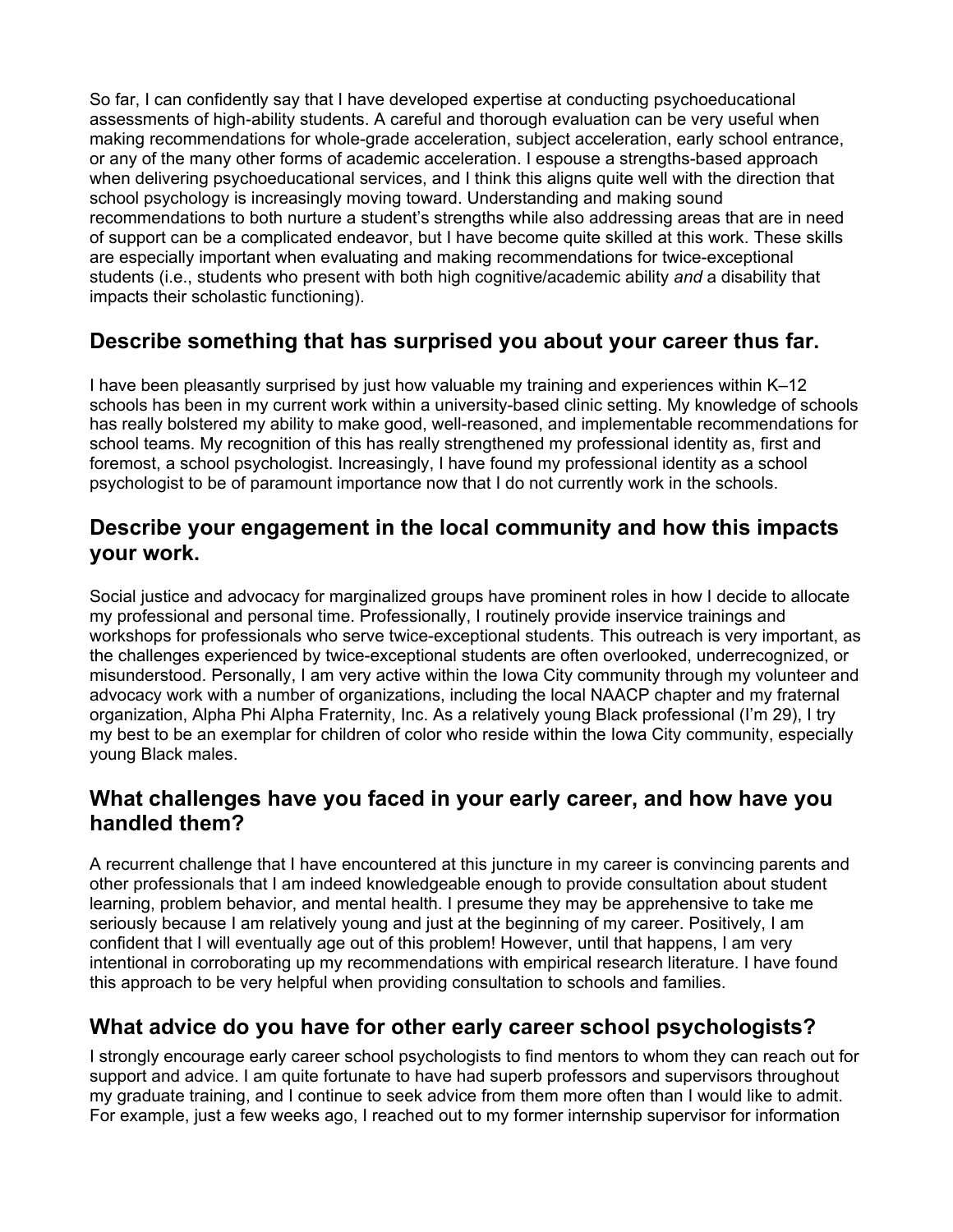So far, I can confidently say that I have developed expertise at conducting psychoeducational assessments of high-ability students. A careful and thorough evaluation can be very useful when making recommendations for whole-grade acceleration, subject acceleration, early school entrance, or any of the many other forms of academic acceleration. I espouse a strengths-based approach when delivering psychoeducational services, and I think this aligns quite well with the direction that school psychology is increasingly moving toward. Understanding and making sound recommendations to both nurture a student's strengths while also addressing areas that are in need of support can be a complicated endeavor, but I have become quite skilled at this work. These skills are especially important when evaluating and making recommendations for twice-exceptional students (i.e., students who present with both high cognitive/academic ability *and* a disability that impacts their scholastic functioning).

## Describe something that has surprised you about your career thus far.

I have been pleasantly surprised by just how valuable my training and experiences within K–12 schools has been in my current work within a university-based clinic setting. My knowledge of schools has really bolstered my ability to make good, well-reasoned, and implementable recommendations for school teams. My recognition of this has really strengthened my professional identity as, first and foremost, a school psychologist. Increasingly, I have found my professional identity as a school psychologist to be of paramount importance now that I do not currently work in the schools.

## Describe your engagement in the local community and how this impacts your work.

Social justice and advocacy for marginalized groups have prominent roles in how I decide to allocate my professional and personal time. Professionally, I routinely provide inservice trainings and workshops for professionals who serve twice-exceptional students. This outreach is very important, as the challenges experienced by twice-exceptional students are often overlooked, underrecognized, or misunderstood. Personally, I am very active within the Iowa City community through my volunteer and advocacy work with a number of organizations, including the local NAACP chapter and my fraternal organization, Alpha Phi Alpha Fraternity, Inc. As a relatively young Black professional (I'm 29), I try my best to be an exemplar for children of color who reside within the Iowa City community, especially young Black males.

## What challenges have you faced in your early career, and how have you handled them?

A recurrent challenge that I have encountered at this juncture in my career is convincing parents and other professionals that I am indeed knowledgeable enough to provide consultation about student learning, problem behavior, and mental health. I presume they may be apprehensive to take me seriously because I am relatively young and just at the beginning of my career. Positively, I am confident that I will eventually age out of this problem! However, until that happens, I am very intentional in corroborating up my recommendations with empirical research literature. I have found this approach to be very helpful when providing consultation to schools and families.

## What advice do you have for other early career school psychologists?

I strongly encourage early career school psychologists to find mentors to whom they can reach out for support and advice. I am quite fortunate to have had superb professors and supervisors throughout my graduate training, and I continue to seek advice from them more often than I would like to admit. For example, just a few weeks ago, I reached out to my former internship supervisor for information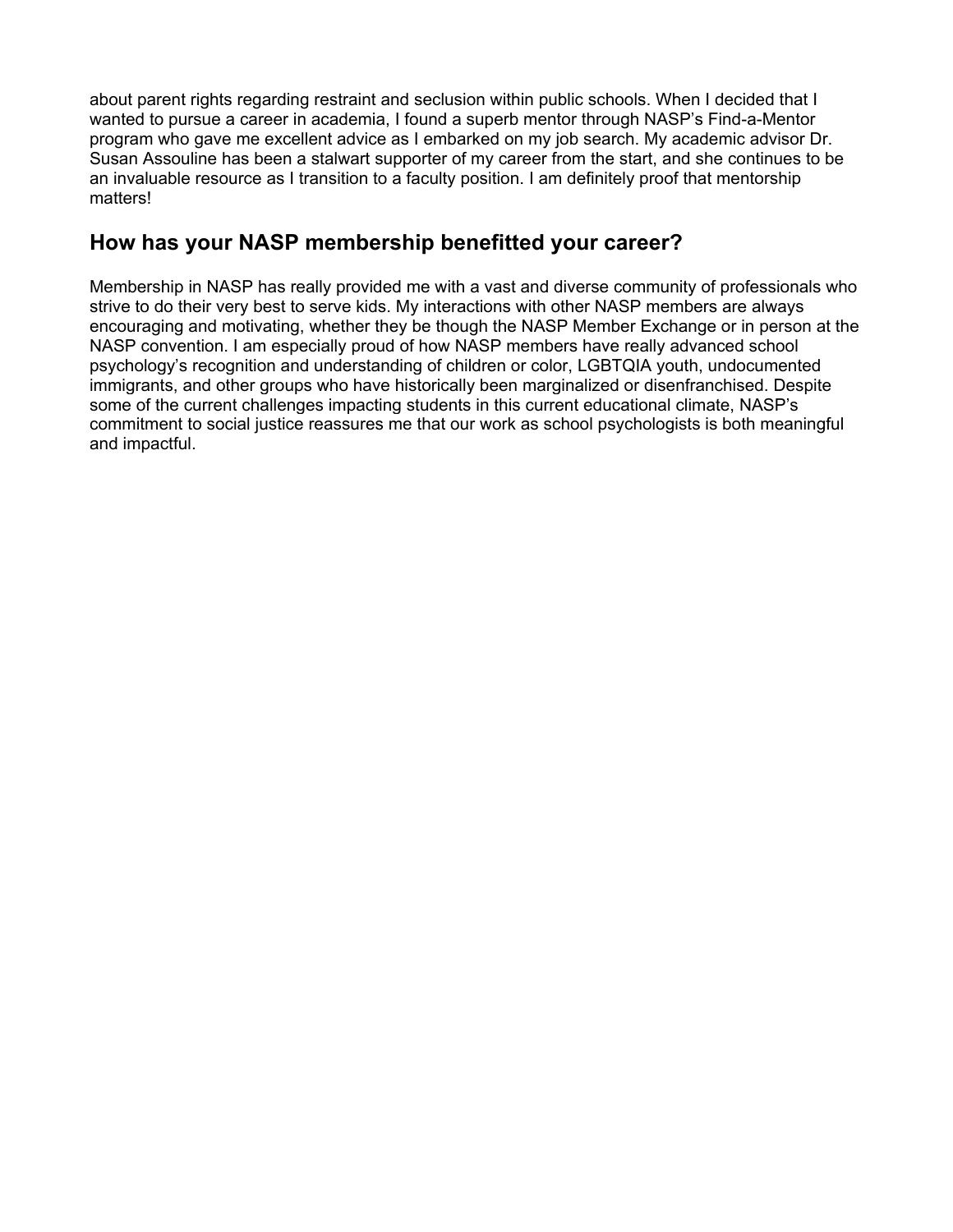about parent rights regarding restraint and seclusion within public schools. When I decided that I wanted to pursue a career in academia, I found a superb mentor through NASP's Find-a-Mentor program who gave me excellent advice as I embarked on my job search. My academic advisor Dr. Susan Assouline has been a stalwart supporter of my career from the start, and she continues to be an invaluable resource as I transition to a faculty position. I am definitely proof that mentorship matters!

## How has your NASP membership benefitted your career?

Membership in NASP has really provided me with a vast and diverse community of professionals who strive to do their very best to serve kids. My interactions with other NASP members are always encouraging and motivating, whether they be though the NASP Member Exchange or in person at the NASP convention. I am especially proud of how NASP members have really advanced school psychology's recognition and understanding of children or color, LGBTQIA youth, undocumented immigrants, and other groups who have historically been marginalized or disenfranchised. Despite some of the current challenges impacting students in this current educational climate, NASP's commitment to social justice reassures me that our work as school psychologists is both meaningful and impactful.